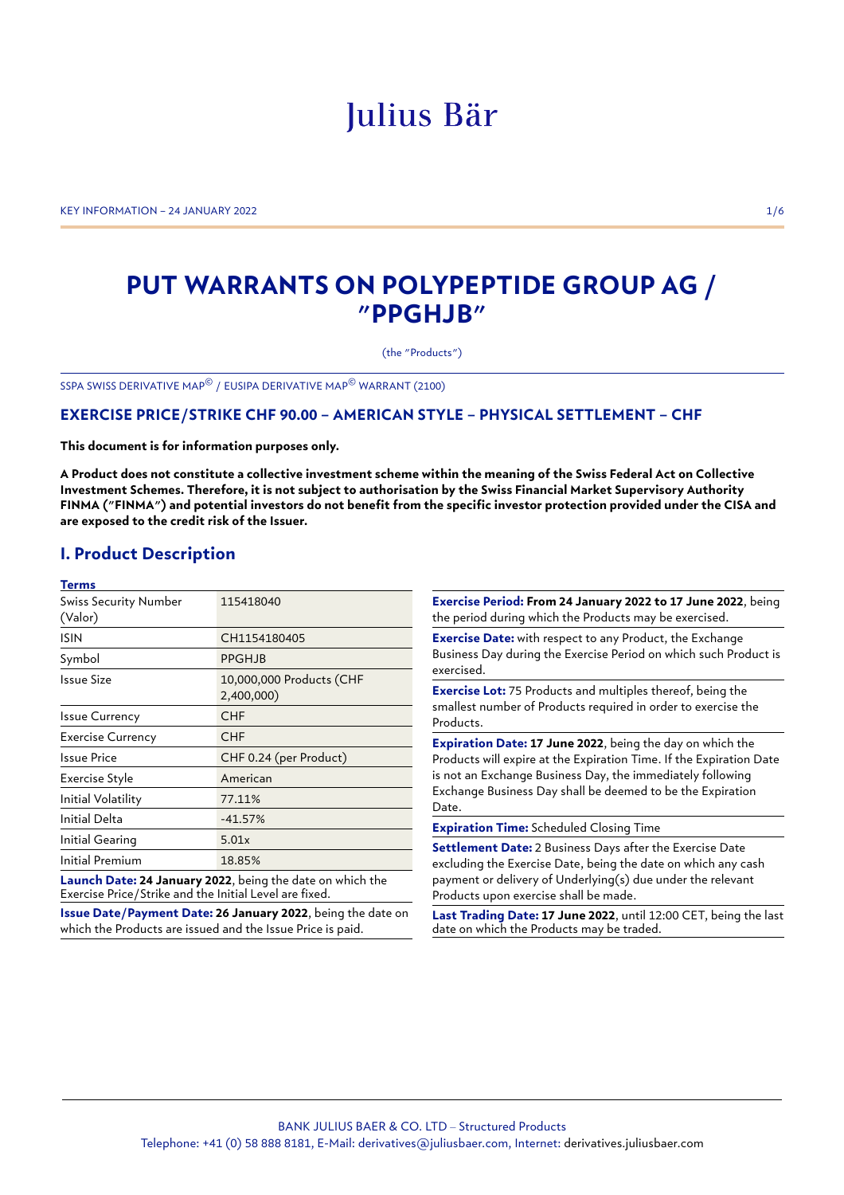# Julius Bär

KEY INFORMATION – 24 JANUARY 2022

# PUT WARRANTS ON POLYPEPTIDE GROUP AG / "PPGHJB"

(the "Products")

SSPA SWISS DERIVATIVE MAP© / EUSIPA DERIVATIVE MAP© WARRANT (2100)

### EXERCISE PRICE/STRIKE CHF 90.00 – AMERICAN STYLE – PHYSICAL SETTLEMENT – CHF

**This document is for information purposes only.**

**A Product does not constitute a collective investment scheme within the meaning of the Swiss Federal Act on Collective Investment Schemes. Therefore, it is not subject to authorisation by the Swiss Financial Market Supervisory Authority FINMA ("FINMA") and potential investors do not benefit from the specific investor protection provided under the CISA and are exposed to the credit risk of the Issuer.**

## I. Product Description

**Terms**

| | |
|---|---|
| Swiss Security Number (Valor) | 115418040 |
| ISIN | CH1154180405 |
| Symbol | PPGHJB |
| Issue Size | 10,000,000 Products (CHF 2,400,000) |
| Issue Currency | CHF |
| Exercise Currency | CHF |
| Issue Price | CHF 0.24 (per Product) |
| Exercise Style | American |
| Initial Volatility | 77.11% |
| Initial Delta | -41.57% |
| Initial Gearing | 5.01x |
| Initial Premium | 18.85% |

**Launch Date: 24 January 2022**, being the date on which the Exercise Price/Strike and the Initial Level are fixed.

**Issue Date/Payment Date: 26 January 2022**, being the date on which the Products are issued and the Issue Price is paid.

**Exercise Period: From 24 January 2022 to 17 June 2022**, being the period during which the Products may be exercised.

**Exercise Date:** with respect to any Product, the Exchange Business Day during the Exercise Period on which such Product is exercised.

**Exercise Lot:** 75 Products and multiples thereof, being the smallest number of Products required in order to exercise the Products.

**Expiration Date: 17 June 2022**, being the day on which the Products will expire at the Expiration Time. If the Expiration Date is not an Exchange Business Day, the immediately following Exchange Business Day shall be deemed to be the Expiration Date.

**Expiration Time:** Scheduled Closing Time

**Settlement Date:** 2 Business Days after the Exercise Date excluding the Exercise Date, being the date on which any cash payment or delivery of Underlying(s) due under the relevant Products upon exercise shall be made.

**Last Trading Date: 17 June 2022**, until 12:00 CET, being the last date on which the Products may be traded.

BANK JULIUS BAER & CO. LTD – Structured Products
Telephone: +41 (0) 58 888 8181, E-Mail: derivatives@juliusbaer.com, Internet: derivatives.juliusbaer.com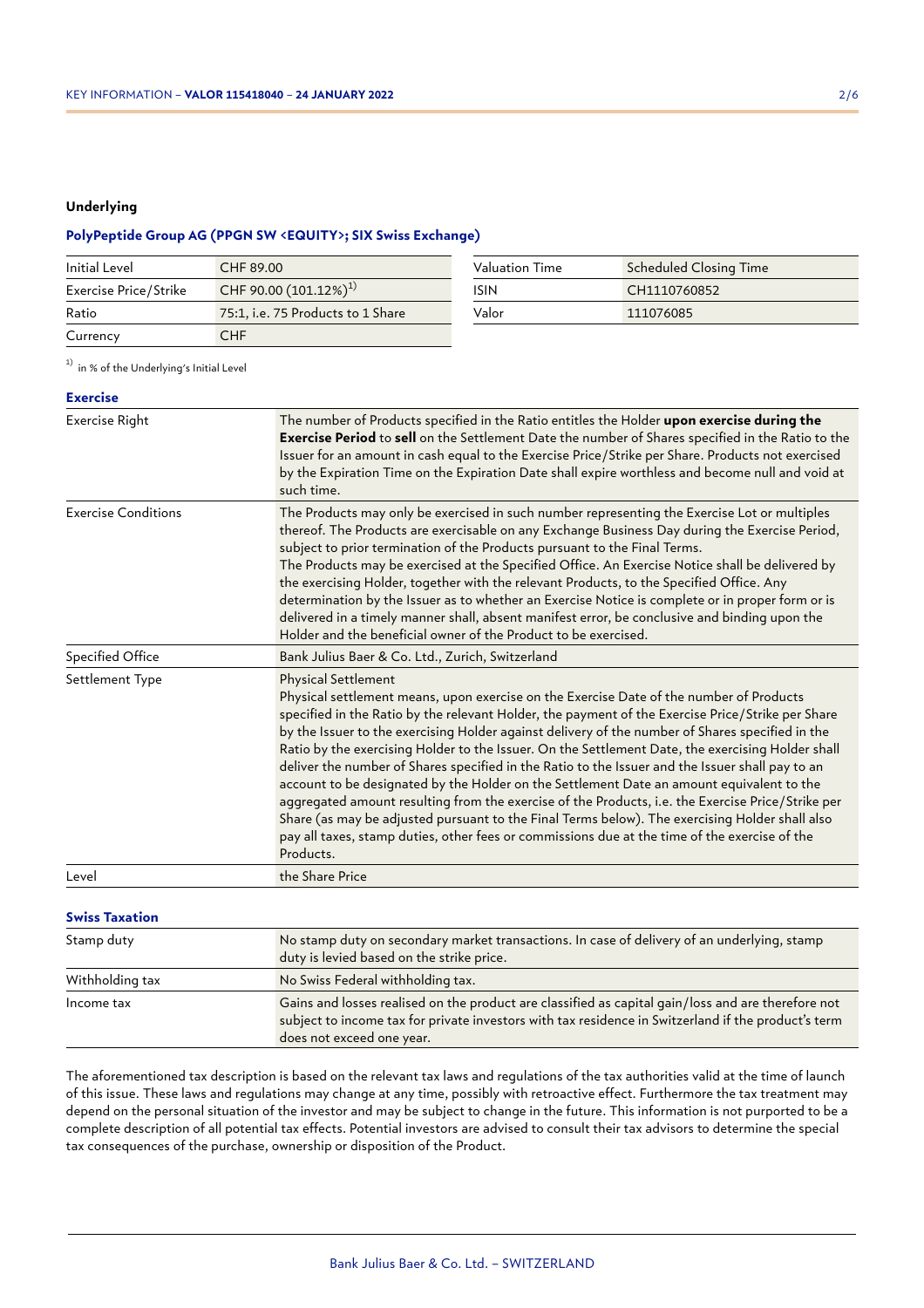**Underlying**

**PolyPeptide Group AG (PPGN SW <EQUITY>; SIX Swiss Exchange)**

| | | | |
|---|---|---|---|
| Initial Level | CHF 89.00 | Valuation Time | Scheduled Closing Time |
| Exercise Price/Strike | CHF 90.00 (101.12%)[1] | ISIN | CH1110760852 |
| Ratio | 75:1, i.e. 75 Products to 1 Share | Valor | 111076085 |
| Currency | CHF | | |

[1] in % of the Underlying's Initial Level

**Exercise**

| | |
|---|---|
| Exercise Right | The number of Products specified in the Ratio entitles the Holder **upon exercise during the Exercise Period** to **sell** on the Settlement Date the number of Shares specified in the Ratio to the Issuer for an amount in cash equal to the Exercise Price/Strike per Share. Products not exercised by the Expiration Time on the Expiration Date shall expire worthless and become null and void at such time. |
| Exercise Conditions | The Products may only be exercised in such number representing the Exercise Lot or multiples thereof. The Products are exercisable on any Exchange Business Day during the Exercise Period, subject to prior termination of the Products pursuant to the Final Terms. The Products may be exercised at the Specified Office. An Exercise Notice shall be delivered by the exercising Holder, together with the relevant Products, to the Specified Office. Any determination by the Issuer as to whether an Exercise Notice is complete or in proper form or is delivered in a timely manner shall, absent manifest error, be conclusive and binding upon the Holder and the beneficial owner of the Product to be exercised. |
| Specified Office | Bank Julius Baer & Co. Ltd., Zurich, Switzerland |
| Settlement Type | Physical Settlement<br>Physical settlement means, upon exercise on the Exercise Date of the number of Products specified in the Ratio by the relevant Holder, the payment of the Exercise Price/Strike per Share by the Issuer to the exercising Holder against delivery of the number of Shares specified in the Ratio by the exercising Holder to the Issuer. On the Settlement Date, the exercising Holder shall deliver the number of Shares specified in the Ratio to the Issuer and the Issuer shall pay to an account to be designated by the Holder on the Settlement Date an amount equivalent to the aggregated amount resulting from the exercise of the Products, i.e. the Exercise Price/Strike per Share (as may be adjusted pursuant to the Final Terms below). The exercising Holder shall also pay all taxes, stamp duties, other fees or commissions due at the time of the exercise of the Products. |
| Level | the Share Price |

**Swiss Taxation**

| | |
|---|---|
| Stamp duty | No stamp duty on secondary market transactions. In case of delivery of an underlying, stamp duty is levied based on the strike price. |
| Withholding tax | No Swiss Federal withholding tax. |
| Income tax | Gains and losses realised on the product are classified as capital gain/loss and are therefore not subject to income tax for private investors with tax residence in Switzerland if the product's term does not exceed one year. |

The aforementioned tax description is based on the relevant tax laws and regulations of the tax authorities valid at the time of launch of this issue. These laws and regulations may change at any time, possibly with retroactive effect. Furthermore the tax treatment may depend on the personal situation of the investor and may be subject to change in the future. This information is not purported to be a complete description of all potential tax effects. Potential investors are advised to consult their tax advisors to determine the special tax consequences of the purchase, ownership or disposition of the Product.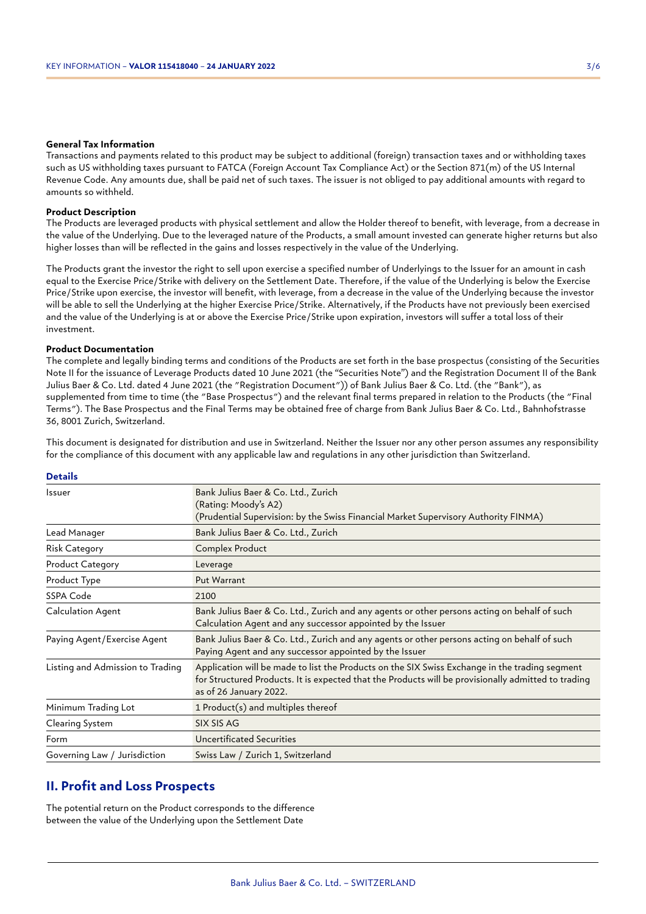**General Tax Information**

Transactions and payments related to this product may be subject to additional (foreign) transaction taxes and or withholding taxes such as US withholding taxes pursuant to FATCA (Foreign Account Tax Compliance Act) or the Section 871(m) of the US Internal Revenue Code. Any amounts due, shall be paid net of such taxes. The issuer is not obliged to pay additional amounts with regard to amounts so withheld.

**Product Description**

The Products are leveraged products with physical settlement and allow the Holder thereof to benefit, with leverage, from a decrease in the value of the Underlying. Due to the leveraged nature of the Products, a small amount invested can generate higher returns but also higher losses than will be reflected in the gains and losses respectively in the value of the Underlying.

The Products grant the investor the right to sell upon exercise a specified number of Underlyings to the Issuer for an amount in cash equal to the Exercise Price/Strike with delivery on the Settlement Date. Therefore, if the value of the Underlying is below the Exercise Price/Strike upon exercise, the investor will benefit, with leverage, from a decrease in the value of the Underlying because the investor will be able to sell the Underlying at the higher Exercise Price/Strike. Alternatively, if the Products have not previously been exercised and the value of the Underlying is at or above the Exercise Price/Strike upon expiration, investors will suffer a total loss of their investment.

**Product Documentation**

The complete and legally binding terms and conditions of the Products are set forth in the base prospectus (consisting of the Securities Note II for the issuance of Leverage Products dated 10 June 2021 (the "Securities Note") and the Registration Document II of the Bank Julius Baer & Co. Ltd. dated 4 June 2021 (the "Registration Document")) of Bank Julius Baer & Co. Ltd. (the "Bank"), as supplemented from time to time (the "Base Prospectus") and the relevant final terms prepared in relation to the Products (the "Final Terms"). The Base Prospectus and the Final Terms may be obtained free of charge from Bank Julius Baer & Co. Ltd., Bahnhofstrasse 36, 8001 Zurich, Switzerland.

This document is designated for distribution and use in Switzerland. Neither the Issuer nor any other person assumes any responsibility for the compliance of this document with any applicable law and regulations in any other jurisdiction than Switzerland.

**Details**

| | |
|---|---|
| Issuer | Bank Julius Baer & Co. Ltd., Zurich<br>(Rating: Moody's A2)<br>(Prudential Supervision: by the Swiss Financial Market Supervisory Authority FINMA) |
| Lead Manager | Bank Julius Baer & Co. Ltd., Zurich |
| Risk Category | Complex Product |
| Product Category | Leverage |
| Product Type | Put Warrant |
| SSPA Code | 2100 |
| Calculation Agent | Bank Julius Baer & Co. Ltd., Zurich and any agents or other persons acting on behalf of such Calculation Agent and any successor appointed by the Issuer |
| Paying Agent/Exercise Agent | Bank Julius Baer & Co. Ltd., Zurich and any agents or other persons acting on behalf of such Paying Agent and any successor appointed by the Issuer |
| Listing and Admission to Trading | Application will be made to list the Products on the SIX Swiss Exchange in the trading segment for Structured Products. It is expected that the Products will be provisionally admitted to trading as of 26 January 2022. |
| Minimum Trading Lot | 1 Product(s) and multiples thereof |
| Clearing System | SIX SIS AG |
| Form | Uncertificated Securities |
| Governing Law / Jurisdiction | Swiss Law / Zurich 1, Switzerland |

## II. Profit and Loss Prospects

The potential return on the Product corresponds to the difference between the value of the Underlying upon the Settlement Date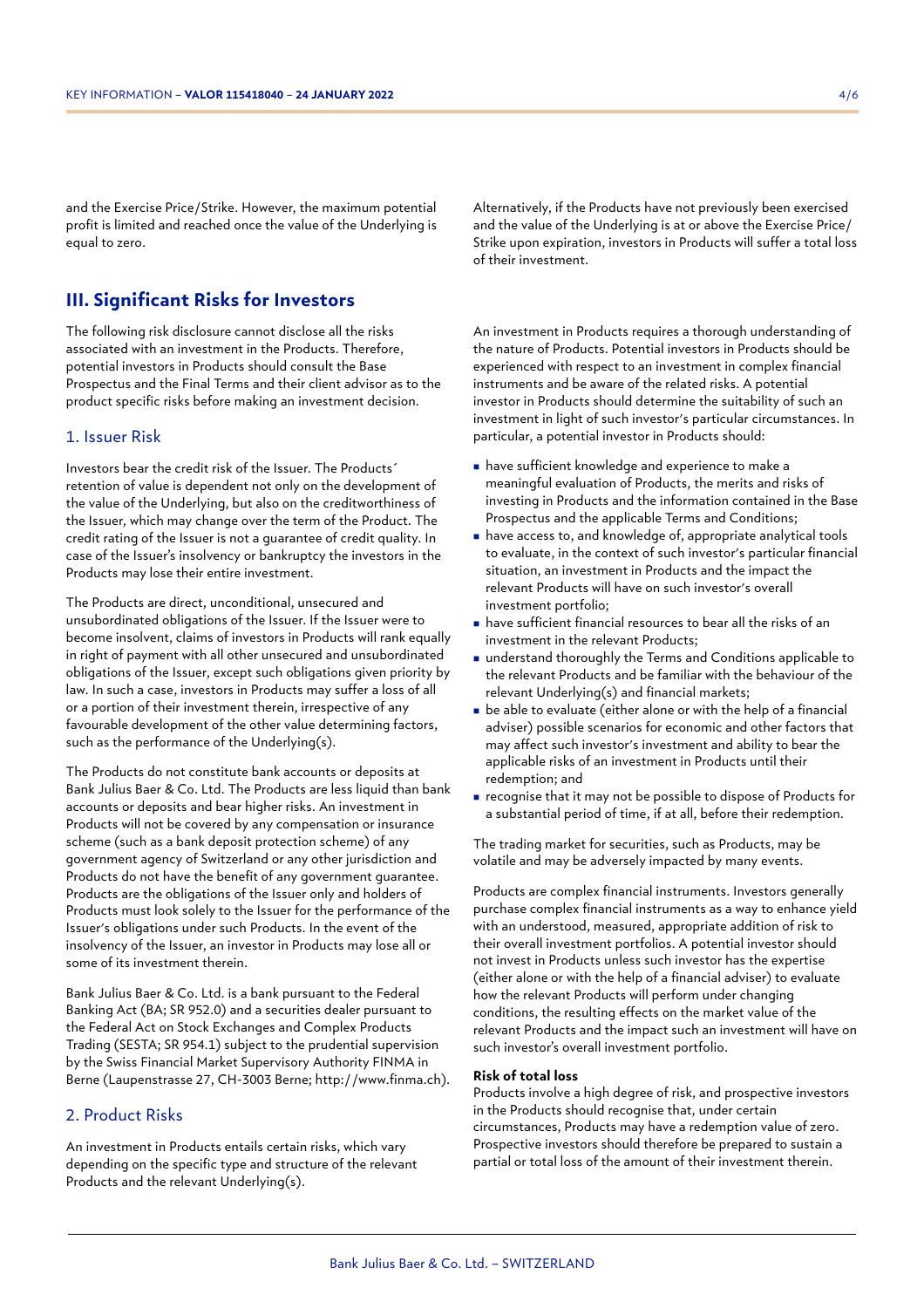and the Exercise Price/Strike. However, the maximum potential profit is limited and reached once the value of the Underlying is equal to zero.

Alternatively, if the Products have not previously been exercised and the value of the Underlying is at or above the Exercise Price/Strike upon expiration, investors in Products will suffer a total loss of their investment.

## III. Significant Risks for Investors

The following risk disclosure cannot disclose all the risks associated with an investment in the Products. Therefore, potential investors in Products should consult the Base Prospectus and the Final Terms and their client advisor as to the product specific risks before making an investment decision.

### 1. Issuer Risk

Investors bear the credit risk of the Issuer. The Products´ retention of value is dependent not only on the development of the value of the Underlying, but also on the creditworthiness of the Issuer, which may change over the term of the Product. The credit rating of the Issuer is not a guarantee of credit quality. In case of the Issuer's insolvency or bankruptcy the investors in the Products may lose their entire investment.

The Products are direct, unconditional, unsecured and unsubordinated obligations of the Issuer. If the Issuer were to become insolvent, claims of investors in Products will rank equally in right of payment with all other unsecured and unsubordinated obligations of the Issuer, except such obligations given priority by law. In such a case, investors in Products may suffer a loss of all or a portion of their investment therein, irrespective of any favourable development of the other value determining factors, such as the performance of the Underlying(s).

The Products do not constitute bank accounts or deposits at Bank Julius Baer & Co. Ltd. The Products are less liquid than bank accounts or deposits and bear higher risks. An investment in Products will not be covered by any compensation or insurance scheme (such as a bank deposit protection scheme) of any government agency of Switzerland or any other jurisdiction and Products do not have the benefit of any government guarantee. Products are the obligations of the Issuer only and holders of Products must look solely to the Issuer for the performance of the Issuer's obligations under such Products. In the event of the insolvency of the Issuer, an investor in Products may lose all or some of its investment therein.

Bank Julius Baer & Co. Ltd. is a bank pursuant to the Federal Banking Act (BA; SR 952.0) and a securities dealer pursuant to the Federal Act on Stock Exchanges and Complex Products Trading (SESTA; SR 954.1) subject to the prudential supervision by the Swiss Financial Market Supervisory Authority FINMA in Berne (Laupenstrasse 27, CH-3003 Berne; http://www.finma.ch).

### 2. Product Risks

An investment in Products entails certain risks, which vary depending on the specific type and structure of the relevant Products and the relevant Underlying(s).

An investment in Products requires a thorough understanding of the nature of Products. Potential investors in Products should be experienced with respect to an investment in complex financial instruments and be aware of the related risks. A potential investor in Products should determine the suitability of such an investment in light of such investor's particular circumstances. In particular, a potential investor in Products should:

- have sufficient knowledge and experience to make a meaningful evaluation of Products, the merits and risks of investing in Products and the information contained in the Base Prospectus and the applicable Terms and Conditions;
- have access to, and knowledge of, appropriate analytical tools to evaluate, in the context of such investor's particular financial situation, an investment in Products and the impact the relevant Products will have on such investor's overall investment portfolio;
- have sufficient financial resources to bear all the risks of an investment in the relevant Products;
- understand thoroughly the Terms and Conditions applicable to the relevant Products and be familiar with the behaviour of the relevant Underlying(s) and financial markets;
- be able to evaluate (either alone or with the help of a financial adviser) possible scenarios for economic and other factors that may affect such investor's investment and ability to bear the applicable risks of an investment in Products until their redemption; and
- recognise that it may not be possible to dispose of Products for a substantial period of time, if at all, before their redemption.

The trading market for securities, such as Products, may be volatile and may be adversely impacted by many events.

Products are complex financial instruments. Investors generally purchase complex financial instruments as a way to enhance yield with an understood, measured, appropriate addition of risk to their overall investment portfolios. A potential investor should not invest in Products unless such investor has the expertise (either alone or with the help of a financial adviser) to evaluate how the relevant Products will perform under changing conditions, the resulting effects on the market value of the relevant Products and the impact such an investment will have on such investor's overall investment portfolio.

**Risk of total loss**

Products involve a high degree of risk, and prospective investors in the Products should recognise that, under certain circumstances, Products may have a redemption value of zero. Prospective investors should therefore be prepared to sustain a partial or total loss of the amount of their investment therein.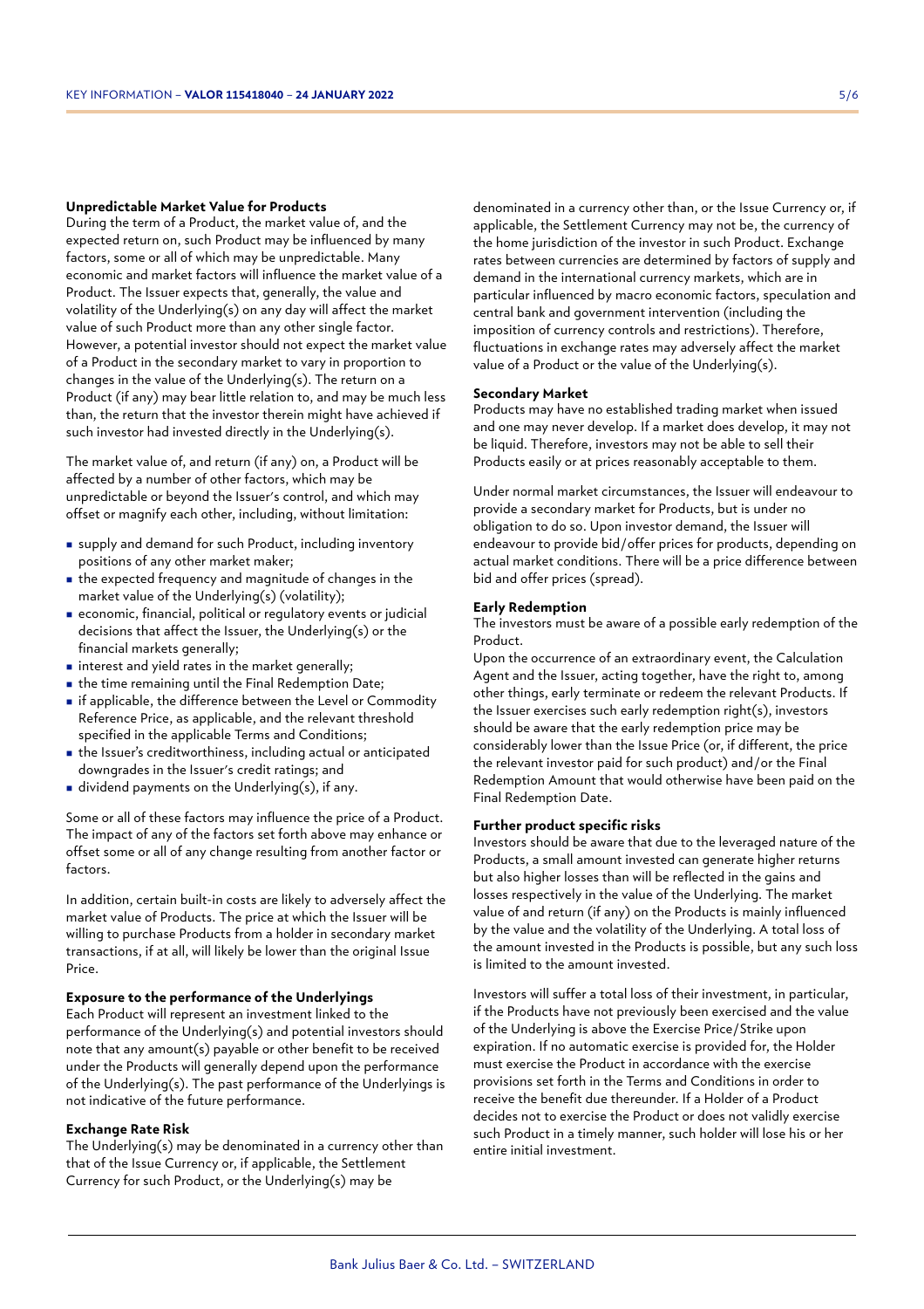**Unpredictable Market Value for Products**

During the term of a Product, the market value of, and the expected return on, such Product may be influenced by many factors, some or all of which may be unpredictable. Many economic and market factors will influence the market value of a Product. The Issuer expects that, generally, the value and volatility of the Underlying(s) on any day will affect the market value of such Product more than any other single factor. However, a potential investor should not expect the market value of a Product in the secondary market to vary in proportion to changes in the value of the Underlying(s). The return on a Product (if any) may bear little relation to, and may be much less than, the return that the investor therein might have achieved if such investor had invested directly in the Underlying(s).

The market value of, and return (if any) on, a Product will be affected by a number of other factors, which may be unpredictable or beyond the Issuer's control, and which may offset or magnify each other, including, without limitation:

- supply and demand for such Product, including inventory positions of any other market maker;
- the expected frequency and magnitude of changes in the market value of the Underlying(s) (volatility);
- economic, financial, political or regulatory events or judicial decisions that affect the Issuer, the Underlying(s) or the financial markets generally;
- interest and yield rates in the market generally;
- the time remaining until the Final Redemption Date;
- if applicable, the difference between the Level or Commodity Reference Price, as applicable, and the relevant threshold specified in the applicable Terms and Conditions;
- the Issuer's creditworthiness, including actual or anticipated downgrades in the Issuer's credit ratings; and
- dividend payments on the Underlying(s), if any.

Some or all of these factors may influence the price of a Product. The impact of any of the factors set forth above may enhance or offset some or all of any change resulting from another factor or factors.

In addition, certain built-in costs are likely to adversely affect the market value of Products. The price at which the Issuer will be willing to purchase Products from a holder in secondary market transactions, if at all, will likely be lower than the original Issue Price.

**Exposure to the performance of the Underlyings**

Each Product will represent an investment linked to the performance of the Underlying(s) and potential investors should note that any amount(s) payable or other benefit to be received under the Products will generally depend upon the performance of the Underlying(s). The past performance of the Underlyings is not indicative of the future performance.

**Exchange Rate Risk**

The Underlying(s) may be denominated in a currency other than that of the Issue Currency or, if applicable, the Settlement Currency for such Product, or the Underlying(s) may be denominated in a currency other than, or the Issue Currency or, if applicable, the Settlement Currency may not be, the currency of the home jurisdiction of the investor in such Product. Exchange rates between currencies are determined by factors of supply and demand in the international currency markets, which are in particular influenced by macro economic factors, speculation and central bank and government intervention (including the imposition of currency controls and restrictions). Therefore, fluctuations in exchange rates may adversely affect the market value of a Product or the value of the Underlying(s).

**Secondary Market**

Products may have no established trading market when issued and one may never develop. If a market does develop, it may not be liquid. Therefore, investors may not be able to sell their Products easily or at prices reasonably acceptable to them.

Under normal market circumstances, the Issuer will endeavour to provide a secondary market for Products, but is under no obligation to do so. Upon investor demand, the Issuer will endeavour to provide bid/offer prices for products, depending on actual market conditions. There will be a price difference between bid and offer prices (spread).

**Early Redemption**

The investors must be aware of a possible early redemption of the Product.

Upon the occurrence of an extraordinary event, the Calculation Agent and the Issuer, acting together, have the right to, among other things, early terminate or redeem the relevant Products. If the Issuer exercises such early redemption right(s), investors should be aware that the early redemption price may be considerably lower than the Issue Price (or, if different, the price the relevant investor paid for such product) and/or the Final Redemption Amount that would otherwise have been paid on the Final Redemption Date.

**Further product specific risks**

Investors should be aware that due to the leveraged nature of the Products, a small amount invested can generate higher returns but also higher losses than will be reflected in the gains and losses respectively in the value of the Underlying. The market value of and return (if any) on the Products is mainly influenced by the value and the volatility of the Underlying. A total loss of the amount invested in the Products is possible, but any such loss is limited to the amount invested.

Investors will suffer a total loss of their investment, in particular, if the Products have not previously been exercised and the value of the Underlying is above the Exercise Price/Strike upon expiration. If no automatic exercise is provided for, the Holder must exercise the Product in accordance with the exercise provisions set forth in the Terms and Conditions in order to receive the benefit due thereunder. If a Holder of a Product decides not to exercise the Product or does not validly exercise such Product in a timely manner, such holder will lose his or her entire initial investment.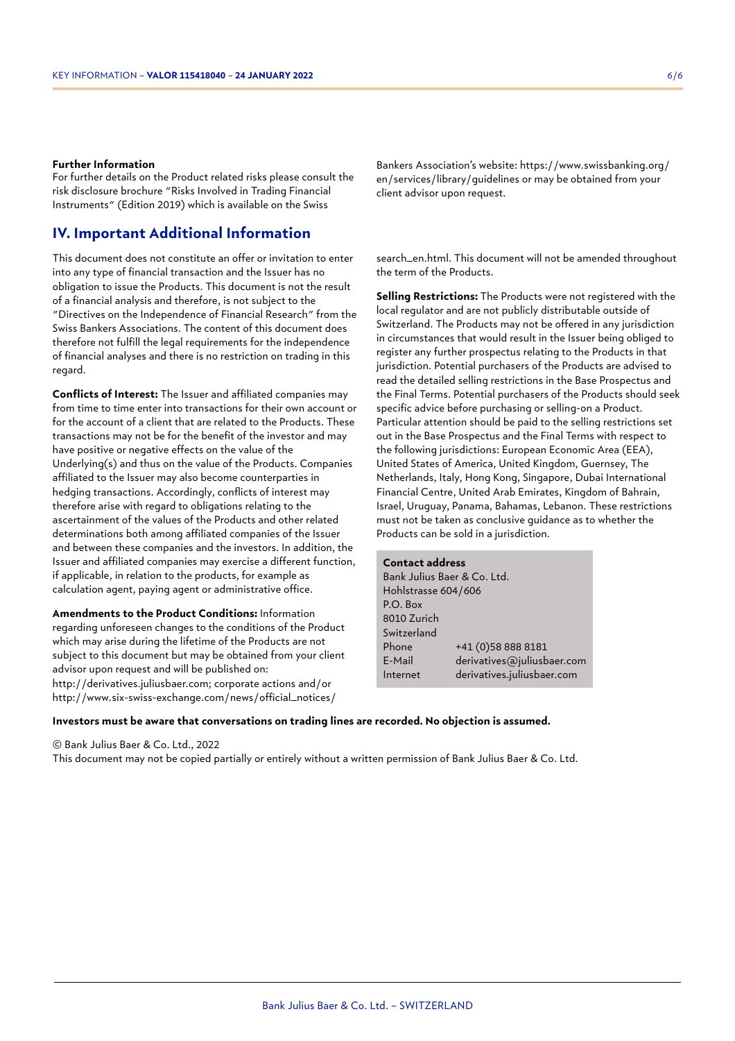**Further Information**
For further details on the Product related risks please consult the risk disclosure brochure "Risks Involved in Trading Financial Instruments" (Edition 2019) which is available on the Swiss Bankers Association's website: https://www.swissbanking.org/en/services/library/guidelines or may be obtained from your client advisor upon request.

## IV. Important Additional Information

This document does not constitute an offer or invitation to enter into any type of financial transaction and the Issuer has no obligation to issue the Products. This document is not the result of a financial analysis and therefore, is not subject to the "Directives on the Independence of Financial Research" from the Swiss Bankers Associations. The content of this document does therefore not fulfill the legal requirements for the independence of financial analyses and there is no restriction on trading in this regard.

**Conflicts of Interest:** The Issuer and affiliated companies may from time to time enter into transactions for their own account or for the account of a client that are related to the Products. These transactions may not be for the benefit of the investor and may have positive or negative effects on the value of the Underlying(s) and thus on the value of the Products. Companies affiliated to the Issuer may also become counterparties in hedging transactions. Accordingly, conflicts of interest may therefore arise with regard to obligations relating to the ascertainment of the values of the Products and other related determinations both among affiliated companies of the Issuer and between these companies and the investors. In addition, the Issuer and affiliated companies may exercise a different function, if applicable, in relation to the products, for example as calculation agent, paying agent or administrative office.

**Amendments to the Product Conditions:** Information regarding unforeseen changes to the conditions of the Product which may arise during the lifetime of the Products are not subject to this document but may be obtained from your client advisor upon request and will be published on: http://derivatives.juliusbaer.com; corporate actions and/or http://www.six-swiss-exchange.com/news/official_notices/search_en.html. This document will not be amended throughout the term of the Products.

**Selling Restrictions:** The Products were not registered with the local regulator and are not publicly distributable outside of Switzerland. The Products may not be offered in any jurisdiction in circumstances that would result in the Issuer being obliged to register any further prospectus relating to the Products in that jurisdiction. Potential purchasers of the Products are advised to read the detailed selling restrictions in the Base Prospectus and the Final Terms. Potential purchasers of the Products should seek specific advice before purchasing or selling-on a Product. Particular attention should be paid to the selling restrictions set out in the Base Prospectus and the Final Terms with respect to the following jurisdictions: European Economic Area (EEA), United States of America, United Kingdom, Guernsey, The Netherlands, Italy, Hong Kong, Singapore, Dubai International Financial Centre, United Arab Emirates, Kingdom of Bahrain, Israel, Uruguay, Panama, Bahamas, Lebanon. These restrictions must not be taken as conclusive guidance as to whether the Products can be sold in a jurisdiction.

**Contact address**
Bank Julius Baer & Co. Ltd.
Hohlstrasse 604/606
P.O. Box
8010 Zurich
Switzerland

| | |
|---|---|
| Phone | +41 (0)58 888 8181 |
| E-Mail | derivatives@juliusbaer.com |
| Internet | derivatives.juliusbaer.com |

**Investors must be aware that conversations on trading lines are recorded. No objection is assumed.**

© Bank Julius Baer & Co. Ltd., 2022
This document may not be copied partially or entirely without a written permission of Bank Julius Baer & Co. Ltd.